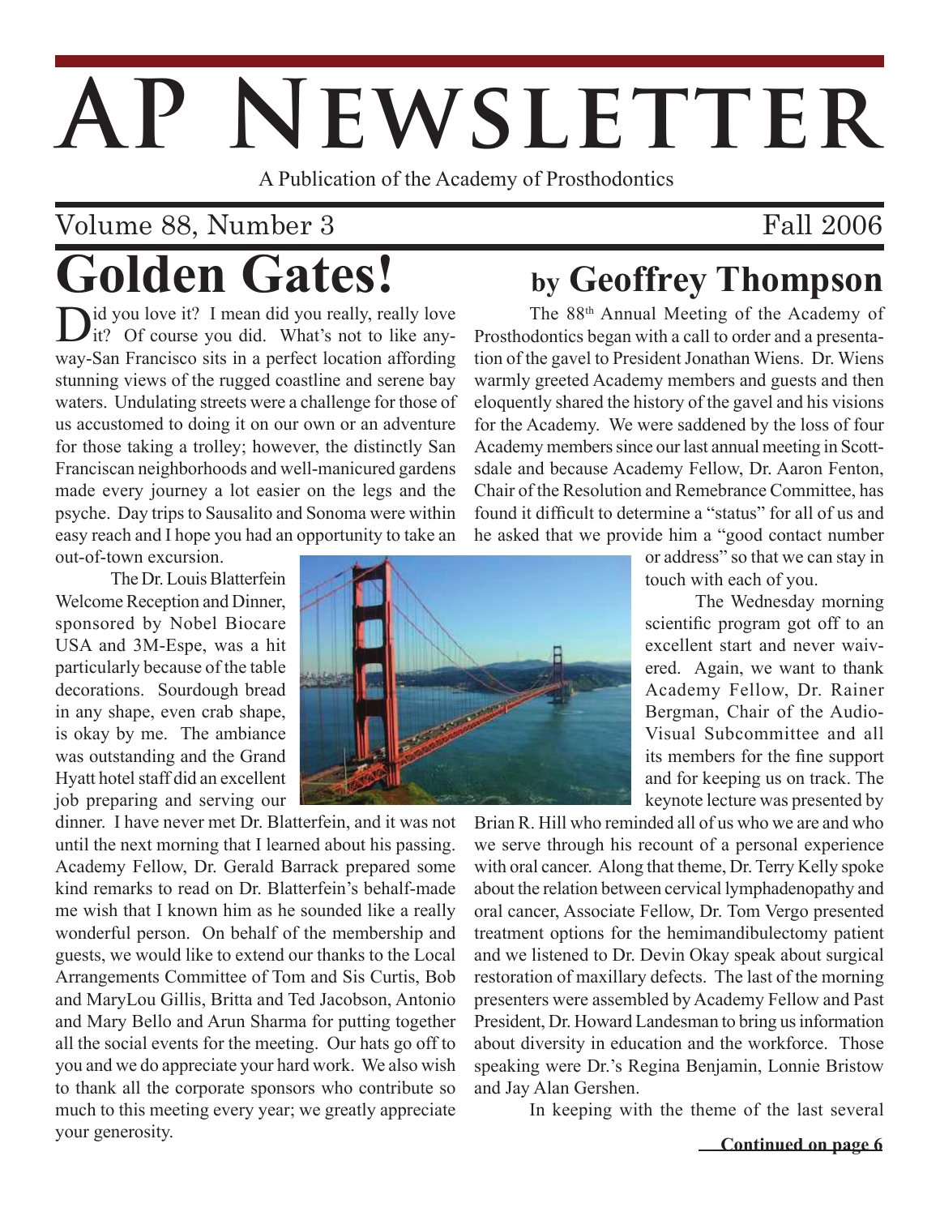# AP Newsletter

A Publication of the Academy of Prosthodontics

Volume 88, Number 3 — Fall 2006

# Golden Gates!

## by Geoffrey Thompson

Did you love it? I mean did you really, really love it? Of course you did. What's not to like anyway-San Francisco sits in a perfect location affording stunning views of the rugged coastline and serene bay waters. Undulating streets were a challenge for those of us accustomed to doing it on our own or an adventure for those taking a trolley; however, the distinctly San Franciscan neighborhoods and well-manicured gardens made every journey a lot easier on the legs and the psyche. Day trips to Sausalito and Sonoma were within easy reach and I hope you had an opportunity to take an out-of-town excursion.

The Dr. Louis Blatterfein Welcome Reception and Dinner, sponsored by Nobel Biocare USA and 3M-Espe, was a hit particularly because of the table decorations. Sourdough bread in any shape, even crab shape, is okay by me. The ambiance was outstanding and the Grand Hyatt hotel staff did an excellent job preparing and serving our dinner. I have never met Dr. Blatterfein, and it was not until the next morning that I learned about his passing. Academy Fellow, Dr. Gerald Barrack prepared some kind remarks to read on Dr. Blatterfein's behalf-made me wish that I known him as he sounded like a really wonderful person. On behalf of the membership and guests, we would like to extend our thanks to the Local Arrangements Committee of Tom and Sis Curtis, Bob and MaryLou Gillis, Britta and Ted Jacobson, Antonio and Mary Bello and Arun Sharma for putting together all the social events for the meeting. Our hats go off to you and we do appreciate your hard work. We also wish to thank all the corporate sponsors who contribute so much to this meeting every year; we greatly appreciate your generosity.

The 88th Annual Meeting of the Academy of Prosthodontics began with a call to order and a presentation of the gavel to President Jonathan Wiens. Dr. Wiens warmly greeted Academy members and guests and then eloquently shared the history of the gavel and his visions for the Academy. We were saddened by the loss of four Academy members since our last annual meeting in Scottsdale and because Academy Fellow, Dr. Aaron Fenton, Chair of the Resolution and Remebrance Committee, has found it difficult to determine a "status" for all of us and he asked that we provide him a "good contact number or address" so that we can stay in touch with each of you.

The Wednesday morning scientific program got off to an excellent start and never waivered. Again, we want to thank Academy Fellow, Dr. Rainer Bergman, Chair of the Audio-Visual Subcommittee and all its members for the fine support and for keeping us on track. The keynote lecture was presented by Brian R. Hill who reminded all of us who we are and who we serve through his recount of a personal experience with oral cancer. Along that theme, Dr. Terry Kelly spoke about the relation between cervical lymphadenopathy and oral cancer, Associate Fellow, Dr. Tom Vergo presented treatment options for the hemimandibulectomy patient and we listened to Dr. Devin Okay speak about surgical restoration of maxillary defects. The last of the morning presenters were assembled by Academy Fellow and Past President, Dr. Howard Landesman to bring us information about diversity in education and the workforce. Those speaking were Dr.'s Regina Benjamin, Lonnie Bristow and Jay Alan Gershen.

In keeping with the theme of the last several

**Continued on page 6**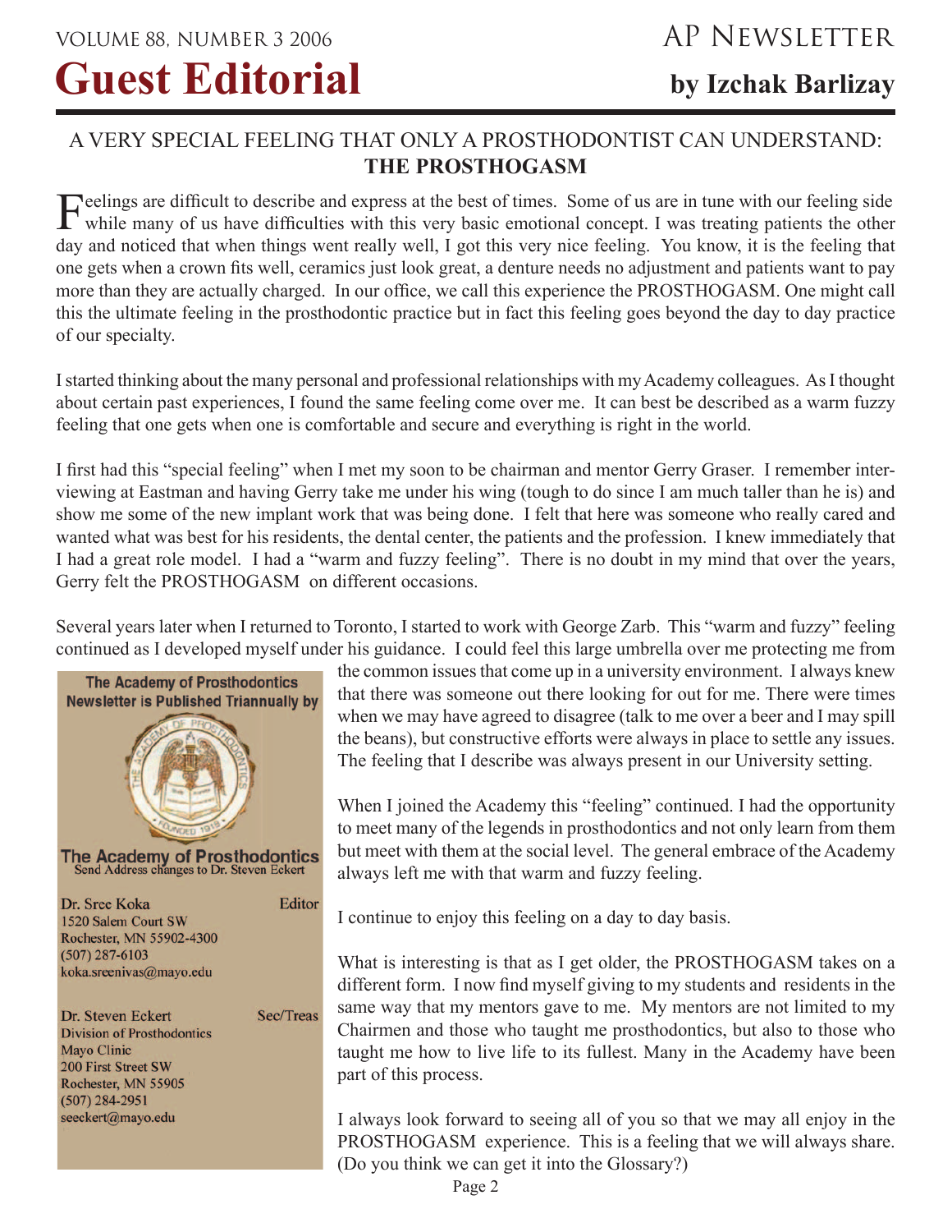# Guest Editorial

**by Izchak Barlizay**

## A VERY SPECIAL FEELING THAT ONLY A PROSTHODONTIST CAN UNDERSTAND: **THE PROSTHOGASM**

Feelings are difficult to describe and express at the best of times. Some of us are in tune with our feeling side while many of us have difficulties with this very basic emotional concept. I was treating patients the other day and noticed that when things went really well, I got this very nice feeling. You know, it is the feeling that one gets when a crown fits well, ceramics just look great, a denture needs no adjustment and patients want to pay more than they are actually charged. In our office, we call this experience the PROSTHOGASM. One might call this the ultimate feeling in the prosthodontic practice but in fact this feeling goes beyond the day to day practice of our specialty.

I started thinking about the many personal and professional relationships with my Academy colleagues. As I thought about certain past experiences, I found the same feeling come over me. It can best be described as a warm fuzzy feeling that one gets when one is comfortable and secure and everything is right in the world.

I first had this "special feeling" when I met my soon to be chairman and mentor Gerry Graser. I remember interviewing at Eastman and having Gerry take me under his wing (tough to do since I am much taller than he is) and show me some of the new implant work that was being done. I felt that here was someone who really cared and wanted what was best for his residents, the dental center, the patients and the profession. I knew immediately that I had a great role model. I had a "warm and fuzzy feeling". There is no doubt in my mind that over the years, Gerry felt the PROSTHOGASM on different occasions.

Several years later when I returned to Toronto, I started to work with George Zarb. This "warm and fuzzy" feeling continued as I developed myself under his guidance. I could feel this large umbrella over me protecting me from the common issues that come up in a university environment. I always knew that there was someone out there looking for out for me. There were times when we may have agreed to disagree (talk to me over a beer and I may spill the beans), but constructive efforts were always in place to settle any issues. The feeling that I describe was always present in our University setting.

When I joined the Academy this "feeling" continued. I had the opportunity to meet many of the legends in prosthodontics and not only learn from them but meet with them at the social level. The general embrace of the Academy always left me with that warm and fuzzy feeling.

I continue to enjoy this feeling on a day to day basis.

What is interesting is that as I get older, the PROSTHOGASM takes on a different form. I now find myself giving to my students and residents in the same way that my mentors gave to me. My mentors are not limited to my Chairmen and those who taught me prosthodontics, but also to those who taught me how to live life to its fullest. Many in the Academy have been part of this process.

I always look forward to seeing all of you so that we may all enjoy in the PROSTHOGASM experience. This is a feeling that we will always share. (Do you think we can get it into the Glossary?)

---

**The Academy of Prosthodontics Newsletter is Published Triannually by**

**The Academy of Prosthodontics**
Send Address changes to Dr. Steven Eckert

Dr. Sree Koka — Editor
1520 Salem Court SW
Rochester, MN 55902-4300
(507) 287-6103
koka.sreenivas@mayo.edu

Dr. Steven Eckert — Sec/Treas
Division of Prosthodontics
Mayo Clinic
200 First Street SW
Rochester, MN 55905
(507) 284-2951
seeckert@mayo.edu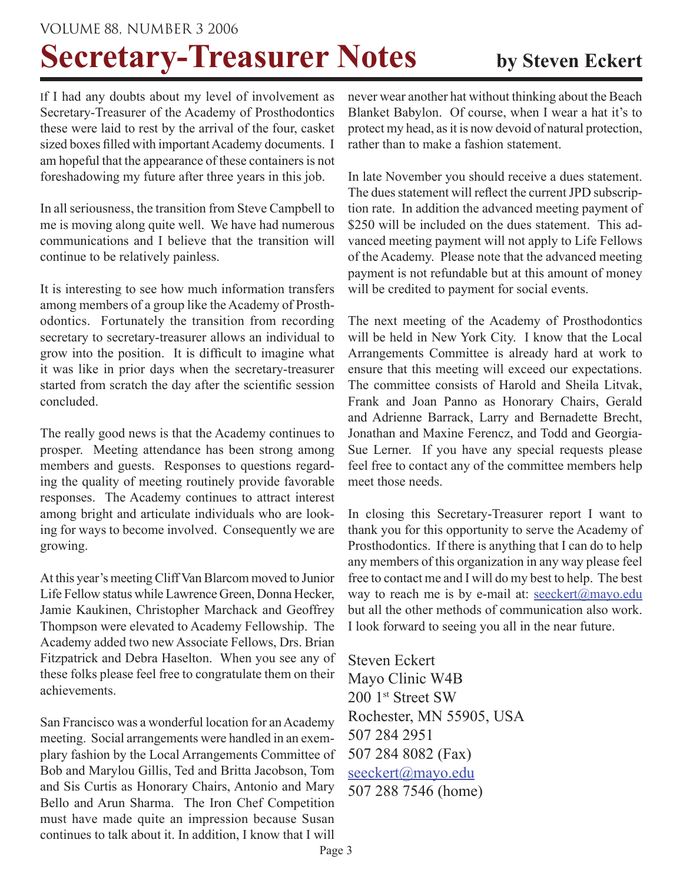# Secretary-Treasurer Notes

**by Steven Eckert**

If I had any doubts about my level of involvement as Secretary-Treasurer of the Academy of Prosthodontics these were laid to rest by the arrival of the four, casket sized boxes filled with important Academy documents. I am hopeful that the appearance of these containers is not foreshadowing my future after three years in this job.

In all seriousness, the transition from Steve Campbell to me is moving along quite well. We have had numerous communications and I believe that the transition will continue to be relatively painless.

It is interesting to see how much information transfers among members of a group like the Academy of Prosthodontics. Fortunately the transition from recording secretary to secretary-treasurer allows an individual to grow into the position. It is difficult to imagine what it was like in prior days when the secretary-treasurer started from scratch the day after the scientific session concluded.

The really good news is that the Academy continues to prosper. Meeting attendance has been strong among members and guests. Responses to questions regarding the quality of meeting routinely provide favorable responses. The Academy continues to attract interest among bright and articulate individuals who are looking for ways to become involved. Consequently we are growing.

At this year's meeting Cliff Van Blarcom moved to Junior Life Fellow status while Lawrence Green, Donna Hecker, Jamie Kaukinen, Christopher Marchack and Geoffrey Thompson were elevated to Academy Fellowship. The Academy added two new Associate Fellows, Drs. Brian Fitzpatrick and Debra Haselton. When you see any of these folks please feel free to congratulate them on their achievements.

San Francisco was a wonderful location for an Academy meeting. Social arrangements were handled in an exemplary fashion by the Local Arrangements Committee of Bob and Marylou Gillis, Ted and Britta Jacobson, Tom and Sis Curtis as Honorary Chairs, Antonio and Mary Bello and Arun Sharma. The Iron Chef Competition must have made quite an impression because Susan continues to talk about it. In addition, I know that I will never wear another hat without thinking about the Beach Blanket Babylon. Of course, when I wear a hat it's to protect my head, as it is now devoid of natural protection, rather than to make a fashion statement.

In late November you should receive a dues statement. The dues statement will reflect the current JPD subscription rate. In addition the advanced meeting payment of $250 will be included on the dues statement. This advanced meeting payment will not apply to Life Fellows of the Academy. Please note that the advanced meeting payment is not refundable but at this amount of money will be credited to payment for social events.

The next meeting of the Academy of Prosthodontics will be held in New York City. I know that the Local Arrangements Committee is already hard at work to ensure that this meeting will exceed our expectations. The committee consists of Harold and Sheila Litvak, Frank and Joan Panno as Honorary Chairs, Gerald and Adrienne Barrack, Larry and Bernadette Brecht, Jonathan and Maxine Ferencz, and Todd and Georgia-Sue Lerner. If you have any special requests please feel free to contact any of the committee members help meet those needs.

In closing this Secretary-Treasurer report I want to thank you for this opportunity to serve the Academy of Prosthodontics. If there is anything that I can do to help any members of this organization in any way please feel free to contact me and I will do my best to help. The best way to reach me is by e-mail at: seeckert@mayo.edu but all the other methods of communication also work. I look forward to seeing you all in the near future.

Steven Eckert
Mayo Clinic W4B
200 1st Street SW
Rochester, MN 55905, USA
507 284 2951
507 284 8082 (Fax)
seeckert@mayo.edu
507 288 7546 (home)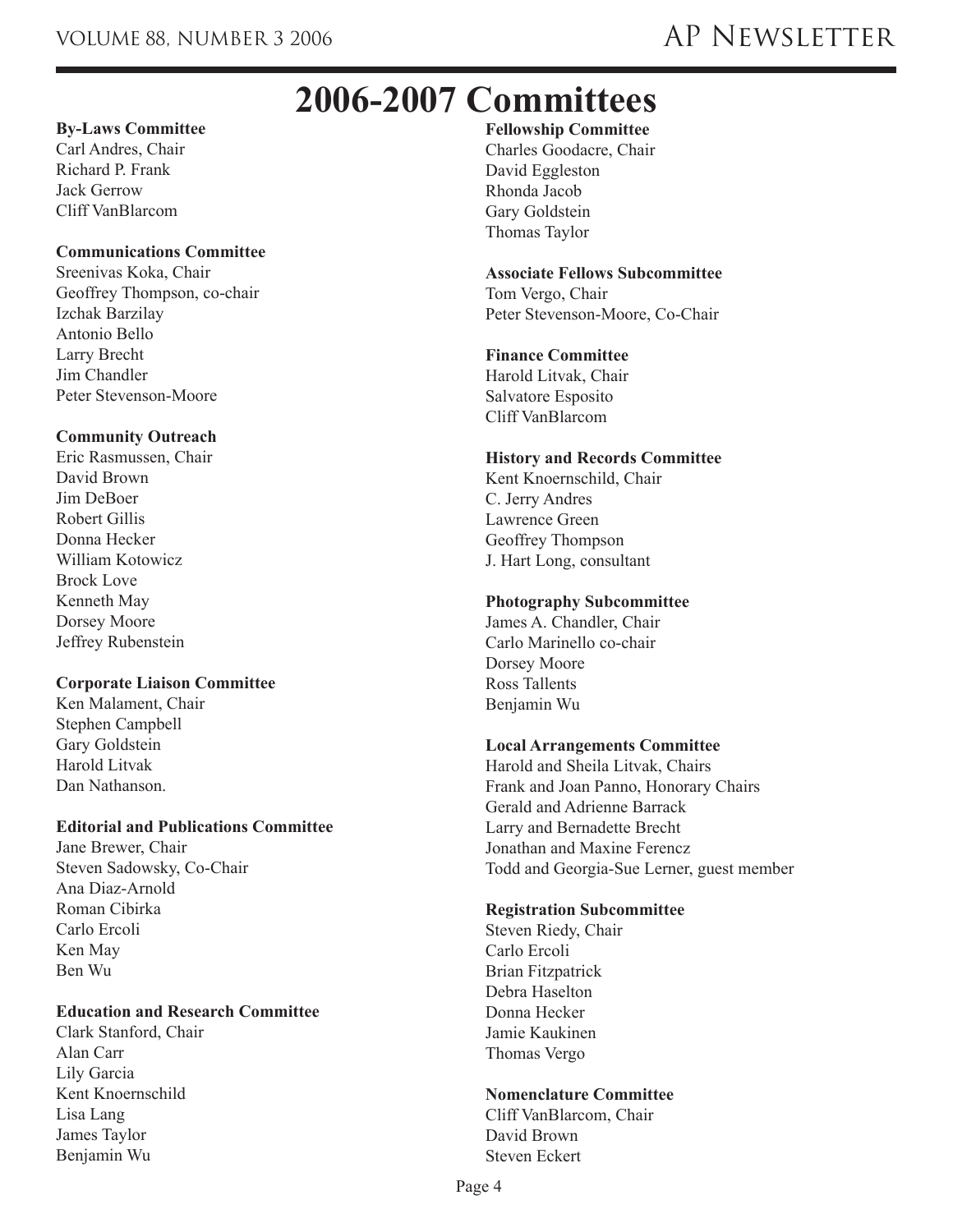# 2006-2007 Committees

**By-Laws Committee**
Carl Andres, Chair
Richard P. Frank
Jack Gerrow
Cliff VanBlarcom

**Communications Committee**
Sreenivas Koka, Chair
Geoffrey Thompson, co-chair
Izchak Barzilay
Antonio Bello
Larry Brecht
Jim Chandler
Peter Stevenson-Moore

**Community Outreach**
Eric Rasmussen, Chair
David Brown
Jim DeBoer
Robert Gillis
Donna Hecker
William Kotowicz
Brock Love
Kenneth May
Dorsey Moore
Jeffrey Rubenstein

**Corporate Liaison Committee**
Ken Malament, Chair
Stephen Campbell
Gary Goldstein
Harold Litvak
Dan Nathanson.

**Editorial and Publications Committee**
Jane Brewer, Chair
Steven Sadowsky, Co-Chair
Ana Diaz-Arnold
Roman Cibirka
Carlo Ercoli
Ken May
Ben Wu

**Education and Research Committee**
Clark Stanford, Chair
Alan Carr
Lily Garcia
Kent Knoernschild
Lisa Lang
James Taylor
Benjamin Wu

**Fellowship Committee**
Charles Goodacre, Chair
David Eggleston
Rhonda Jacob
Gary Goldstein
Thomas Taylor

**Associate Fellows Subcommittee**
Tom Vergo, Chair
Peter Stevenson-Moore, Co-Chair

**Finance Committee**
Harold Litvak, Chair
Salvatore Esposito
Cliff VanBlarcom

**History and Records Committee**
Kent Knoernschild, Chair
C. Jerry Andres
Lawrence Green
Geoffrey Thompson
J. Hart Long, consultant

**Photography Subcommittee**
James A. Chandler, Chair
Carlo Marinello co-chair
Dorsey Moore
Ross Tallents
Benjamin Wu

**Local Arrangements Committee**
Harold and Sheila Litvak, Chairs
Frank and Joan Panno, Honorary Chairs
Gerald and Adrienne Barrack
Larry and Bernadette Brecht
Jonathan and Maxine Ferencz
Todd and Georgia-Sue Lerner, guest member

**Registration Subcommittee**
Steven Riedy, Chair
Carlo Ercoli
Brian Fitzpatrick
Debra Haselton
Donna Hecker
Jamie Kaukinen
Thomas Vergo

**Nomenclature Committee**
Cliff VanBlarcom, Chair
David Brown
Steven Eckert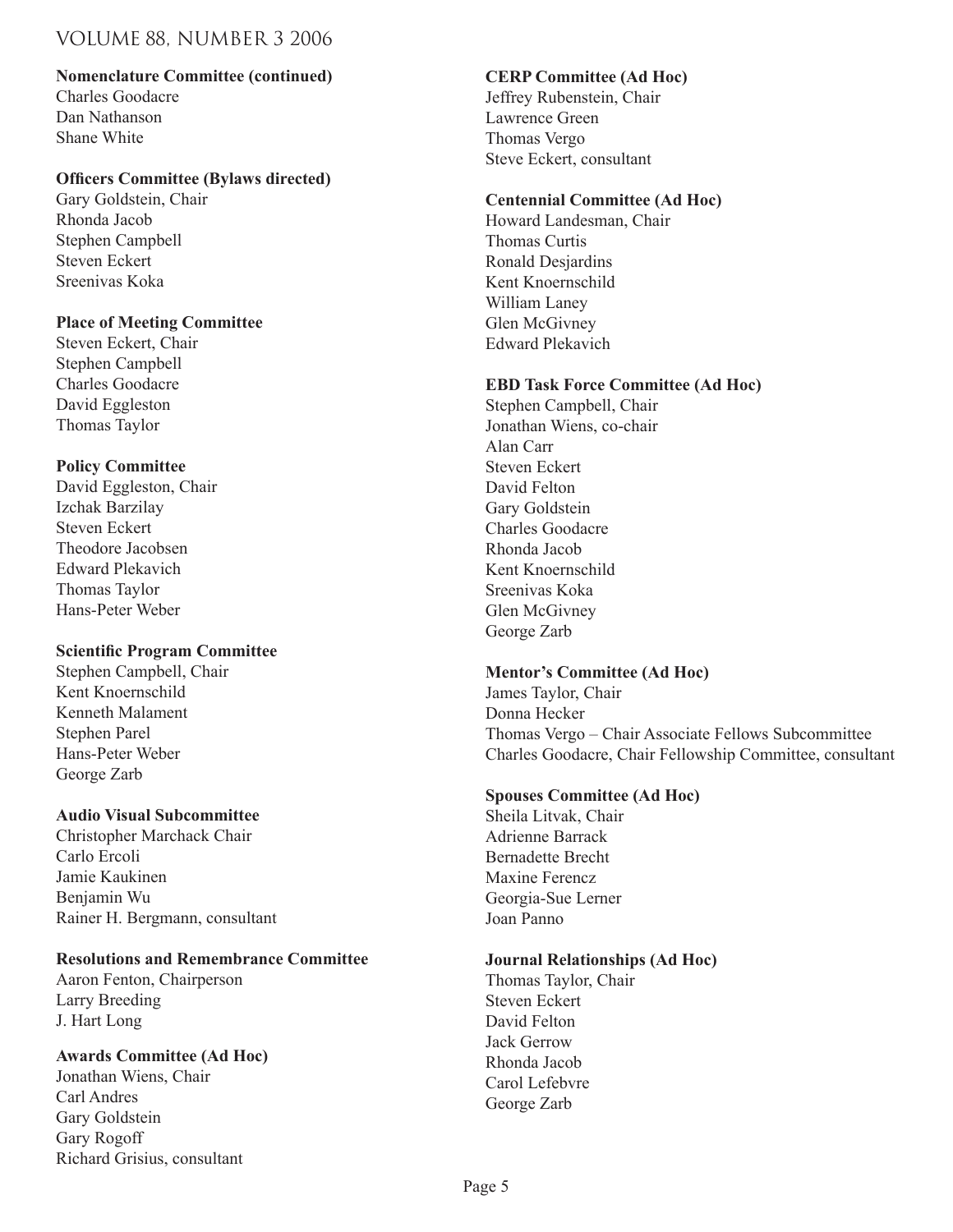**Nomenclature Committee (continued)**

Charles Goodacre
Dan Nathanson
Shane White

**Officers Committee (Bylaws directed)**

Gary Goldstein, Chair
Rhonda Jacob
Stephen Campbell
Steven Eckert
Sreenivas Koka

**Place of Meeting Committee**

Steven Eckert, Chair
Stephen Campbell
Charles Goodacre
David Eggleston
Thomas Taylor

**Policy Committee**

David Eggleston, Chair
Izchak Barzilay
Steven Eckert
Theodore Jacobsen
Edward Plekavich
Thomas Taylor
Hans-Peter Weber

**Scientific Program Committee**

Stephen Campbell, Chair
Kent Knoernschild
Kenneth Malament
Stephen Parel
Hans-Peter Weber
George Zarb

**Audio Visual Subcommittee**

Christopher Marchack Chair
Carlo Ercoli
Jamie Kaukinen
Benjamin Wu
Rainer H. Bergmann, consultant

**Resolutions and Remembrance Committee**

Aaron Fenton, Chairperson
Larry Breeding
J. Hart Long

**Awards Committee (Ad Hoc)**

Jonathan Wiens, Chair
Carl Andres
Gary Goldstein
Gary Rogoff
Richard Grisius, consultant

**CERP Committee (Ad Hoc)**

Jeffrey Rubenstein, Chair
Lawrence Green
Thomas Vergo
Steve Eckert, consultant

**Centennial Committee (Ad Hoc)**

Howard Landesman, Chair
Thomas Curtis
Ronald Desjardins
Kent Knoernschild
William Laney
Glen McGivney
Edward Plekavich

**EBD Task Force Committee (Ad Hoc)**

Stephen Campbell, Chair
Jonathan Wiens, co-chair
Alan Carr
Steven Eckert
David Felton
Gary Goldstein
Charles Goodacre
Rhonda Jacob
Kent Knoernschild
Sreenivas Koka
Glen McGivney
George Zarb

**Mentor's Committee (Ad Hoc)**

James Taylor, Chair
Donna Hecker
Thomas Vergo – Chair Associate Fellows Subcommittee
Charles Goodacre, Chair Fellowship Committee, consultant

**Spouses Committee (Ad Hoc)**

Sheila Litvak, Chair
Adrienne Barrack
Bernadette Brecht
Maxine Ferencz
Georgia-Sue Lerner
Joan Panno

**Journal Relationships (Ad Hoc)**

Thomas Taylor, Chair
Steven Eckert
David Felton
Jack Gerrow
Rhonda Jacob
Carol Lefebvre
George Zarb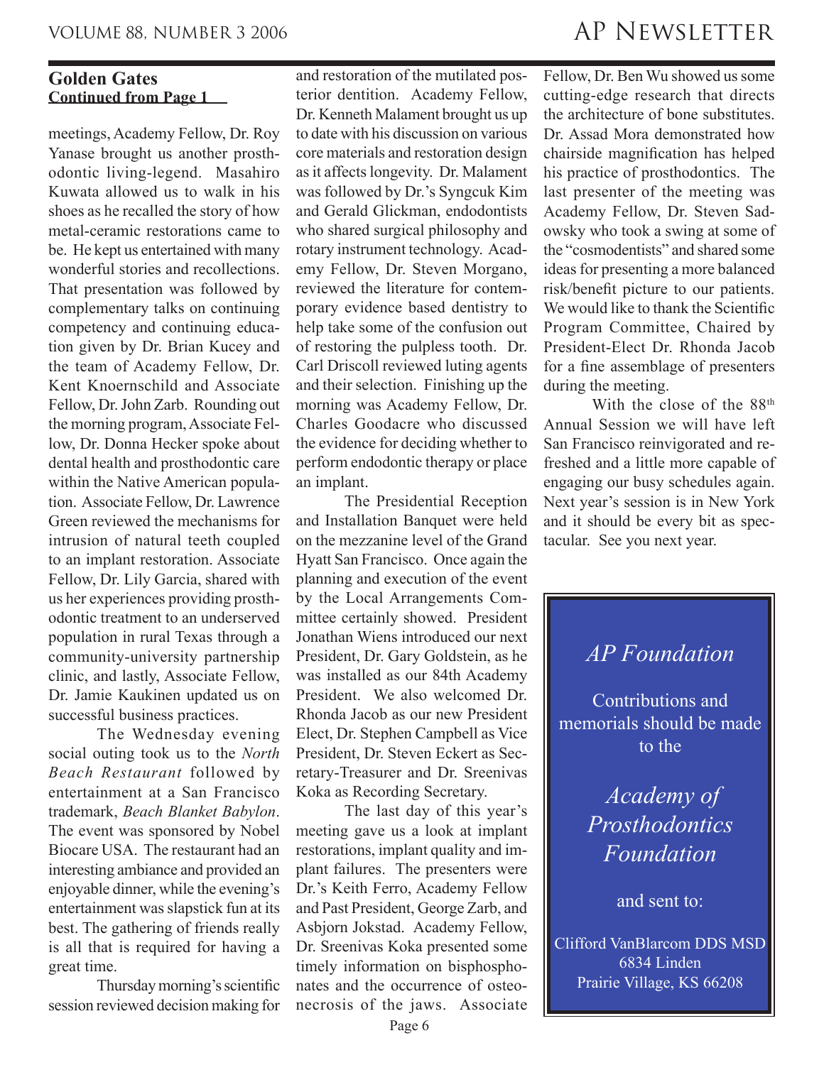## Golden Gates

**Continued from Page 1**

meetings, Academy Fellow, Dr. Roy Yanase brought us another prosthodontic living-legend. Masahiro Kuwata allowed us to walk in his shoes as he recalled the story of how metal-ceramic restorations came to be. He kept us entertained with many wonderful stories and recollections. That presentation was followed by complementary talks on continuing competency and continuing education given by Dr. Brian Kucey and the team of Academy Fellow, Dr. Kent Knoernschild and Associate Fellow, Dr. John Zarb. Rounding out the morning program, Associate Fellow, Dr. Donna Hecker spoke about dental health and prosthodontic care within the Native American population. Associate Fellow, Dr. Lawrence Green reviewed the mechanisms for intrusion of natural teeth coupled to an implant restoration. Associate Fellow, Dr. Lily Garcia, shared with us her experiences providing prosthodontic treatment to an underserved population in rural Texas through a community-university partnership clinic, and lastly, Associate Fellow, Dr. Jamie Kaukinen updated us on successful business practices.

The Wednesday evening social outing took us to the *North Beach Restaurant* followed by entertainment at a San Francisco trademark, *Beach Blanket Babylon*. The event was sponsored by Nobel Biocare USA. The restaurant had an interesting ambiance and provided an enjoyable dinner, while the evening's entertainment was slapstick fun at its best. The gathering of friends really is all that is required for having a great time.

Thursday morning's scientific session reviewed decision making for and restoration of the mutilated posterior dentition. Academy Fellow, Dr. Kenneth Malament brought us up to date with his discussion on various core materials and restoration design as it affects longevity. Dr. Malament was followed by Dr.'s Syngcuk Kim and Gerald Glickman, endodontists who shared surgical philosophy and rotary instrument technology. Academy Fellow, Dr. Steven Morgano, reviewed the literature for contemporary evidence based dentistry to help take some of the confusion out of restoring the pulpless tooth. Dr. Carl Driscoll reviewed luting agents and their selection. Finishing up the morning was Academy Fellow, Dr. Charles Goodacre who discussed the evidence for deciding whether to perform endodontic therapy or place an implant.

The Presidential Reception and Installation Banquet were held on the mezzanine level of the Grand Hyatt San Francisco. Once again the planning and execution of the event by the Local Arrangements Committee certainly showed. President Jonathan Wiens introduced our next President, Dr. Gary Goldstein, as he was installed as our 84th Academy President. We also welcomed Dr. Rhonda Jacob as our new President Elect, Dr. Stephen Campbell as Vice President, Dr. Steven Eckert as Secretary-Treasurer and Dr. Sreenivas Koka as Recording Secretary.

The last day of this year's meeting gave us a look at implant restorations, implant quality and implant failures. The presenters were Dr.'s Keith Ferro, Academy Fellow and Past President, George Zarb, and Asbjorn Jokstad. Academy Fellow, Dr. Sreenivas Koka presented some timely information on bisphosphonates and the occurrence of osteonecrosis of the jaws. Associate Fellow, Dr. Ben Wu showed us some cutting-edge research that directs the architecture of bone substitutes. Dr. Assad Mora demonstrated how chairside magnification has helped his practice of prosthodontics. The last presenter of the meeting was Academy Fellow, Dr. Steven Sadowsky who took a swing at some of the "cosmodentists" and shared some ideas for presenting a more balanced risk/benefit picture to our patients. We would like to thank the Scientific Program Committee, Chaired by President-Elect Dr. Rhonda Jacob for a fine assemblage of presenters during the meeting.

With the close of the 88th Annual Session we will have left San Francisco reinvigorated and refreshed and a little more capable of engaging our busy schedules again. Next year's session is in New York and it should be every bit as spectacular. See you next year.

---

*AP Foundation*

Contributions and memorials should be made to the

*Academy of Prosthodontics Foundation*

and sent to:

Clifford VanBlarcom DDS MSD
6834 Linden
Prairie Village, KS 66208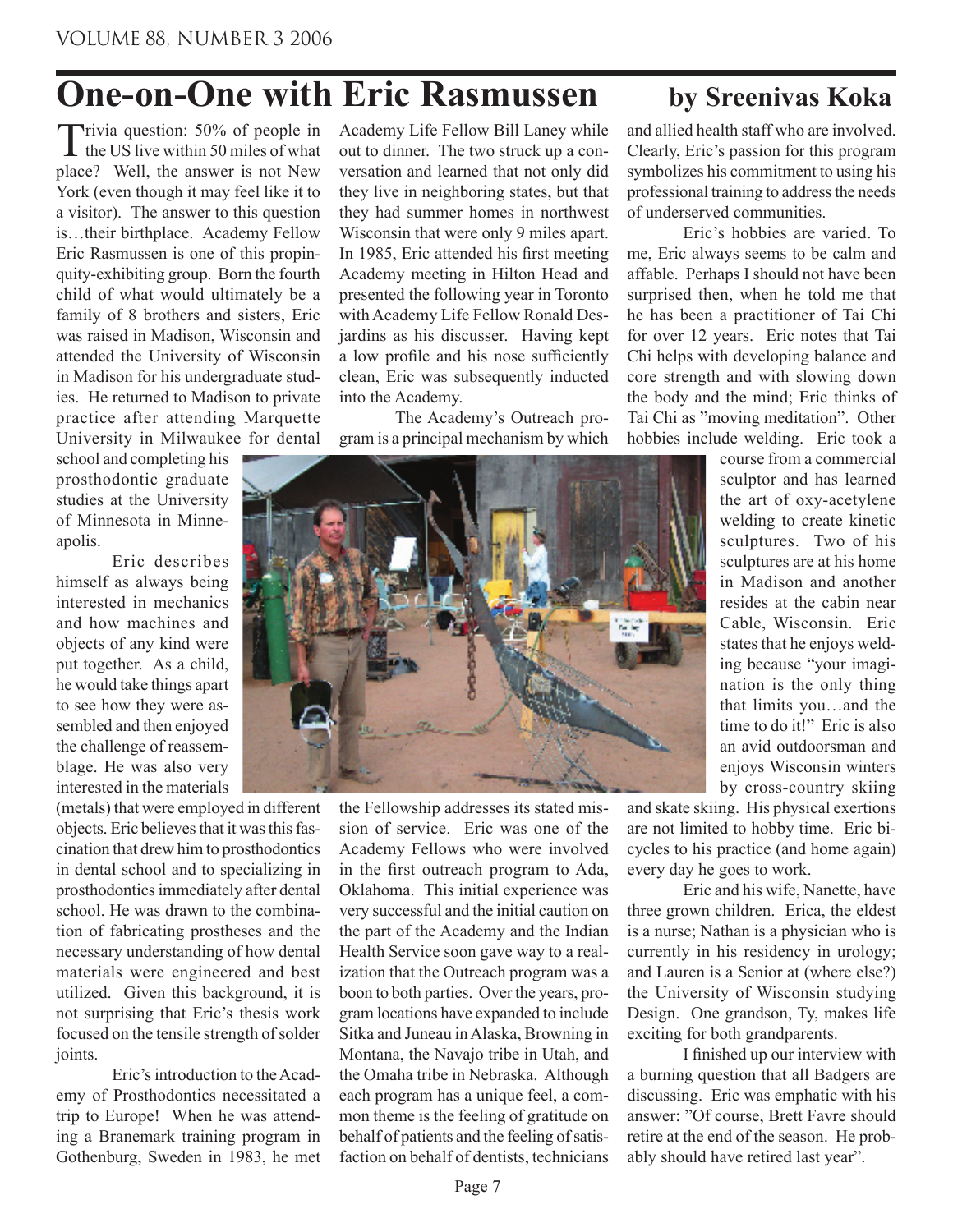# One-on-One with Eric Rasmussen

**by Sreenivas Koka**

Trivia question: 50% of people in the US live within 50 miles of what place? Well, the answer is not New York (even though it may feel like it to a visitor). The answer to this question is…their birthplace. Academy Fellow Eric Rasmussen is one of this propinquity-exhibiting group. Born the fourth child of what would ultimately be a family of 8 brothers and sisters, Eric was raised in Madison, Wisconsin and attended the University of Wisconsin in Madison for his undergraduate studies. He returned to Madison to private practice after attending Marquette University in Milwaukee for dental school and completing his prosthodontic graduate studies at the University of Minnesota in Minneapolis.

Eric describes himself as always being interested in mechanics and how machines and objects of any kind were put together. As a child, he would take things apart to see how they were assembled and then enjoyed the challenge of reassemblage. He was also very interested in the materials (metals) that were employed in different objects. Eric believes that it was this fascination that drew him to prosthodontics in dental school and to specializing in prosthodontics immediately after dental school. He was drawn to the combination of fabricating prostheses and the necessary understanding of how dental materials were engineered and best utilized. Given this background, it is not surprising that Eric's thesis work focused on the tensile strength of solder joints.

Eric's introduction to the Academy of Prosthodontics necessitated a trip to Europe! When he was attending a Branemark training program in Gothenburg, Sweden in 1983, he met Academy Life Fellow Bill Laney while out to dinner. The two struck up a conversation and learned that not only did they live in neighboring states, but that they had summer homes in northwest Wisconsin that were only 9 miles apart. In 1985, Eric attended his first meeting Academy meeting in Hilton Head and presented the following year in Toronto with Academy Life Fellow Ronald Desjardins as his discusser. Having kept a low profile and his nose sufficiently clean, Eric was subsequently inducted into the Academy.

The Academy's Outreach program is a principal mechanism by which the Fellowship addresses its stated mission of service. Eric was one of the Academy Fellows who were involved in the first outreach program to Ada, Oklahoma. This initial experience was very successful and the initial caution on the part of the Academy and the Indian Health Service soon gave way to a realization that the Outreach program was a boon to both parties. Over the years, program locations have expanded to include Sitka and Juneau in Alaska, Browning in Montana, the Navajo tribe in Utah, and the Omaha tribe in Nebraska. Although each program has a unique feel, a common theme is the feeling of gratitude on behalf of patients and the feeling of satisfaction on behalf of dentists, technicians and allied health staff who are involved. Clearly, Eric's passion for this program symbolizes his commitment to using his professional training to address the needs of underserved communities.

Eric's hobbies are varied. To me, Eric always seems to be calm and affable. Perhaps I should not have been surprised then, when he told me that he has been a practitioner of Tai Chi for over 12 years. Eric notes that Tai Chi helps with developing balance and core strength and with slowing down the body and the mind; Eric thinks of Tai Chi as "moving meditation". Other hobbies include welding. Eric took a course from a commercial sculptor and has learned the art of oxy-acetylene welding to create kinetic sculptures. Two of his sculptures are at his home in Madison and another resides at the cabin near Cable, Wisconsin. Eric states that he enjoys welding because "your imagination is the only thing that limits you…and the time to do it!" Eric is also an avid outdoorsman and enjoys Wisconsin winters by cross-country skiing and skate skiing. His physical exertions are not limited to hobby time. Eric bicycles to his practice (and home again) every day he goes to work.

Eric and his wife, Nanette, have three grown children. Erica, the eldest is a nurse; Nathan is a physician who is currently in his residency in urology; and Lauren is a Senior at (where else?) the University of Wisconsin studying Design. One grandson, Ty, makes life exciting for both grandparents.

I finished up our interview with a burning question that all Badgers are discussing. Eric was emphatic with his answer: "Of course, Brett Favre should retire at the end of the season. He probably should have retired last year".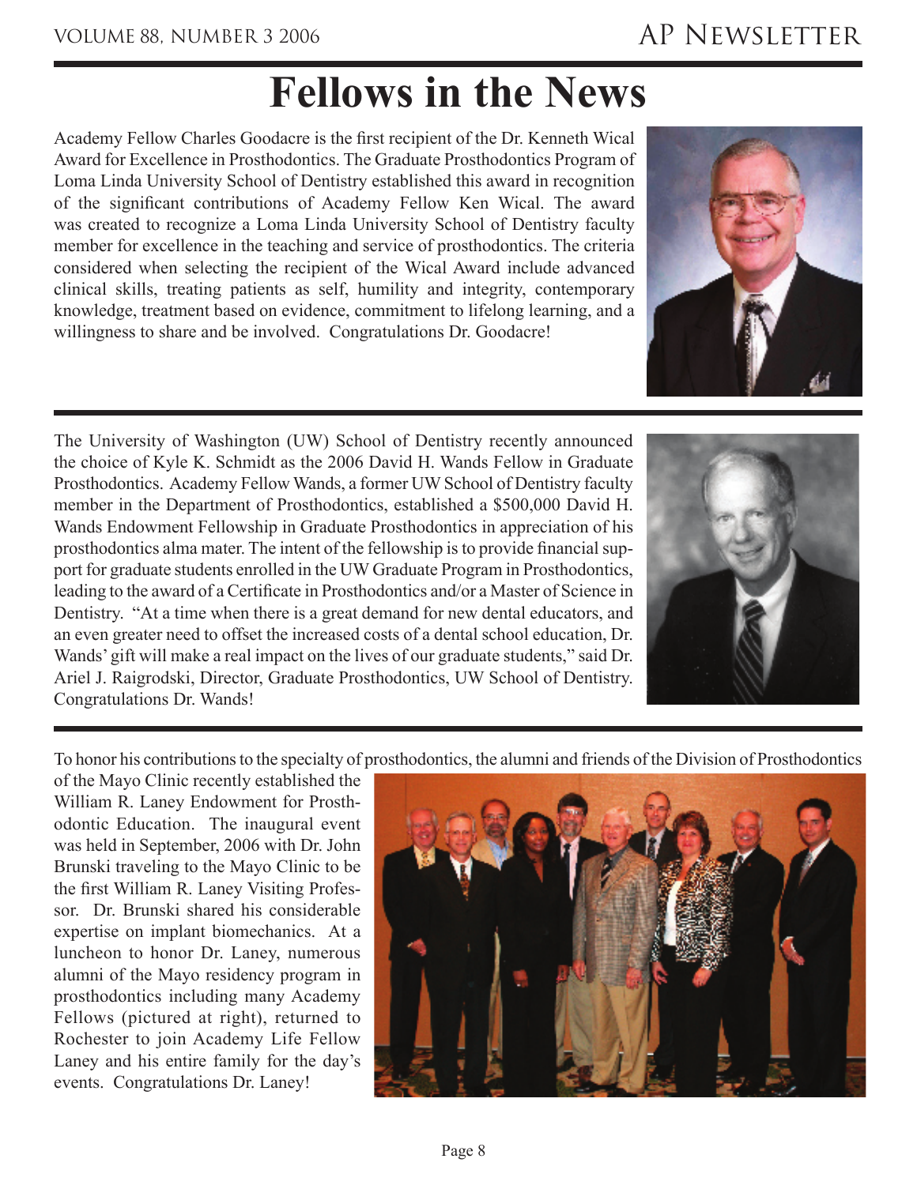# Fellows in the News

Academy Fellow Charles Goodacre is the first recipient of the Dr. Kenneth Wical Award for Excellence in Prosthodontics. The Graduate Prosthodontics Program of Loma Linda University School of Dentistry established this award in recognition of the significant contributions of Academy Fellow Ken Wical. The award was created to recognize a Loma Linda University School of Dentistry faculty member for excellence in the teaching and service of prosthodontics. The criteria considered when selecting the recipient of the Wical Award include advanced clinical skills, treating patients as self, humility and integrity, contemporary knowledge, treatment based on evidence, commitment to lifelong learning, and a willingness to share and be involved. Congratulations Dr. Goodacre!

---

The University of Washington (UW) School of Dentistry recently announced the choice of Kyle K. Schmidt as the 2006 David H. Wands Fellow in Graduate Prosthodontics. Academy Fellow Wands, a former UW School of Dentistry faculty member in the Department of Prosthodontics, established a $500,000 David H. Wands Endowment Fellowship in Graduate Prosthodontics in appreciation of his prosthodontics alma mater. The intent of the fellowship is to provide financial support for graduate students enrolled in the UW Graduate Program in Prosthodontics, leading to the award of a Certificate in Prosthodontics and/or a Master of Science in Dentistry. "At a time when there is a great demand for new dental educators, and an even greater need to offset the increased costs of a dental school education, Dr. Wands' gift will make a real impact on the lives of our graduate students," said Dr. Ariel J. Raigrodski, Director, Graduate Prosthodontics, UW School of Dentistry. Congratulations Dr. Wands!

---

To honor his contributions to the specialty of prosthodontics, the alumni and friends of the Division of Prosthodontics of the Mayo Clinic recently established the William R. Laney Endowment for Prosthodontic Education. The inaugural event was held in September, 2006 with Dr. John Brunski traveling to the Mayo Clinic to be the first William R. Laney Visiting Professor. Dr. Brunski shared his considerable expertise on implant biomechanics. At a luncheon to honor Dr. Laney, numerous alumni of the Mayo residency program in prosthodontics including many Academy Fellows (pictured at right), returned to Rochester to join Academy Life Fellow Laney and his entire family for the day's events. Congratulations Dr. Laney!